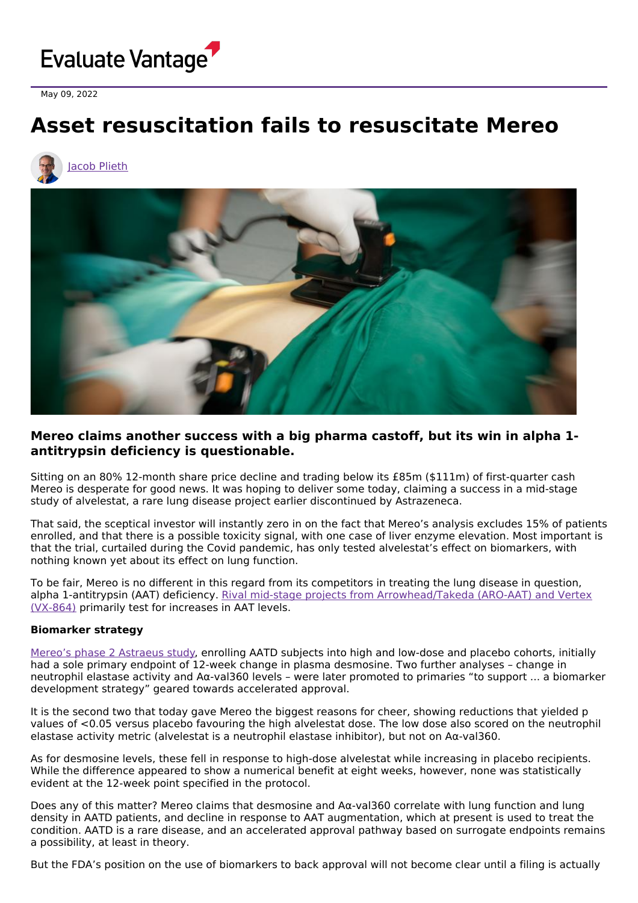Evaluate Vantage

May 09, 2022

# Asset resuscitation fails to resuscitate Mereo

Jacob Plieth

### Mereo claims another success with a big pharma castoff, but its win in alpha 1-antitrypsin deficiency is questionable.

Sitting on an 80% 12-month share price decline and trading below its £85m ($111m) of first-quarter cash Mereo is desperate for good news. It was hoping to deliver some today, claiming a success in a mid-stage study of alvelestat, a rare lung disease project earlier discontinued by Astrazeneca.

That said, the sceptical investor will instantly zero in on the fact that Mereo's analysis excludes 15% of patients enrolled, and that there is a possible toxicity signal, with one case of liver enzyme elevation. Most important is that the trial, curtailed during the Covid pandemic, has only tested alvelestat's effect on biomarkers, with nothing known yet about its effect on lung function.

To be fair, Mereo is no different in this regard from its competitors in treating the lung disease in question, alpha 1-antitrypsin (AAT) deficiency. Rival mid-stage projects from Arrowhead/Takeda (ARO-AAT) and Vertex (VX-864) primarily test for increases in AAT levels.

**Biomarker strategy**

Mereo's phase 2 Astraeus study, enrolling AATD subjects into high and low-dose and placebo cohorts, initially had a sole primary endpoint of 12-week change in plasma desmosine. Two further analyses – change in neutrophil elastase activity and Aα-val360 levels – were later promoted to primaries "to support ... a biomarker development strategy" geared towards accelerated approval.

It is the second two that today gave Mereo the biggest reasons for cheer, showing reductions that yielded p values of <0.05 versus placebo favouring the high alvelestat dose. The low dose also scored on the neutrophil elastase activity metric (alvelestat is a neutrophil elastase inhibitor), but not on Aα-val360.

As for desmosine levels, these fell in response to high-dose alvelestat while increasing in placebo recipients. While the difference appeared to show a numerical benefit at eight weeks, however, none was statistically evident at the 12-week point specified in the protocol.

Does any of this matter? Mereo claims that desmosine and Aα-val360 correlate with lung function and lung density in AATD patients, and decline in response to AAT augmentation, which at present is used to treat the condition. AATD is a rare disease, and an accelerated approval pathway based on surrogate endpoints remains a possibility, at least in theory.

But the FDA's position on the use of biomarkers to back approval will not become clear until a filing is actually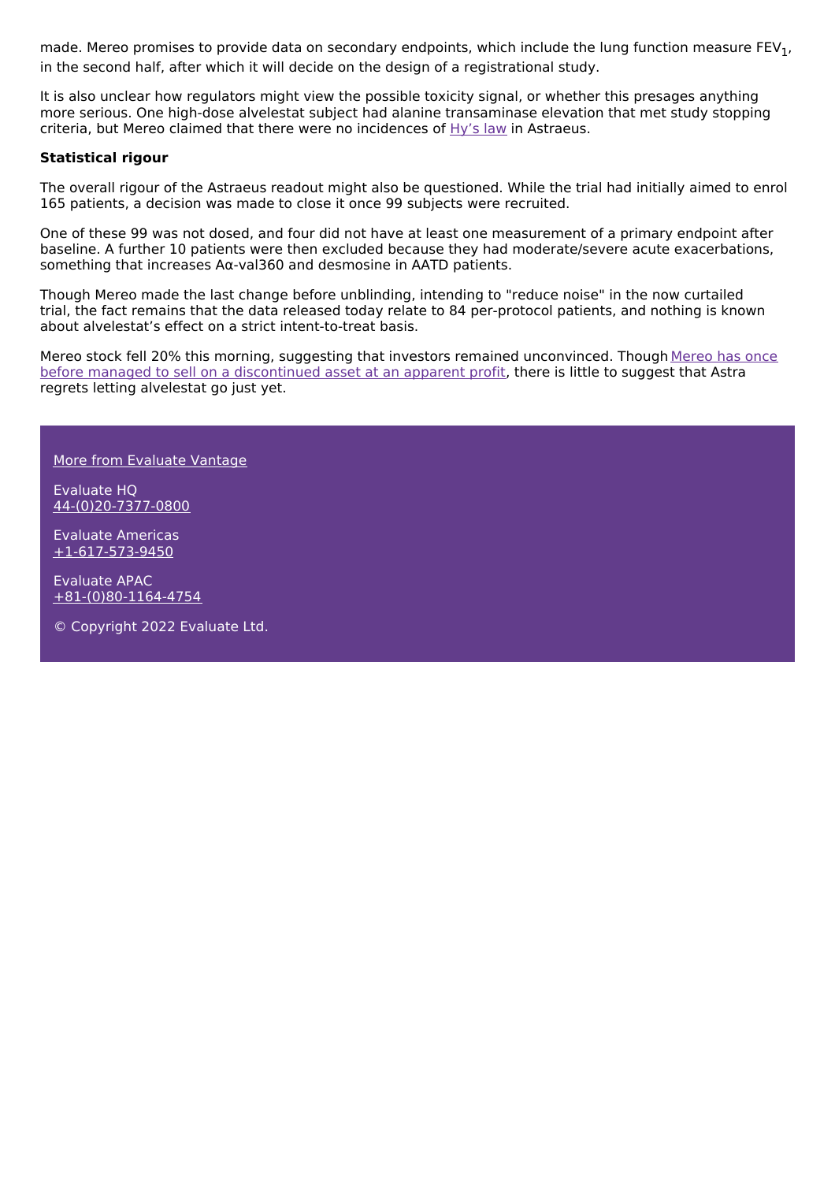made. Mereo promises to provide data on secondary endpoints, which include the lung function measure $FEV_1$, in the second half, after which it will decide on the design of a registrational study.

It is also unclear how regulators might view the possible toxicity signal, or whether this presages anything more serious. One high-dose alvelestat subject had alanine transaminase elevation that met study stopping criteria, but Mereo claimed that there were no incidences of Hy's law in Astraeus.

**Statistical rigour**

The overall rigour of the Astraeus readout might also be questioned. While the trial had initially aimed to enrol 165 patients, a decision was made to close it once 99 subjects were recruited.

One of these 99 was not dosed, and four did not have at least one measurement of a primary endpoint after baseline. A further 10 patients were then excluded because they had moderate/severe acute exacerbations, something that increases Aα-val360 and desmosine in AATD patients.

Though Mereo made the last change before unblinding, intending to "reduce noise" in the now curtailed trial, the fact remains that the data released today relate to 84 per-protocol patients, and nothing is known about alvelestat's effect on a strict intent-to-treat basis.

Mereo stock fell 20% this morning, suggesting that investors remained unconvinced. Though Mereo has once before managed to sell on a discontinued asset at an apparent profit, there is little to suggest that Astra regrets letting alvelestat go just yet.

More from Evaluate Vantage

Evaluate HQ
44-(0)20-7377-0800

Evaluate Americas
+1-617-573-9450

Evaluate APAC
+81-(0)80-1164-4754

© Copyright 2022 Evaluate Ltd.